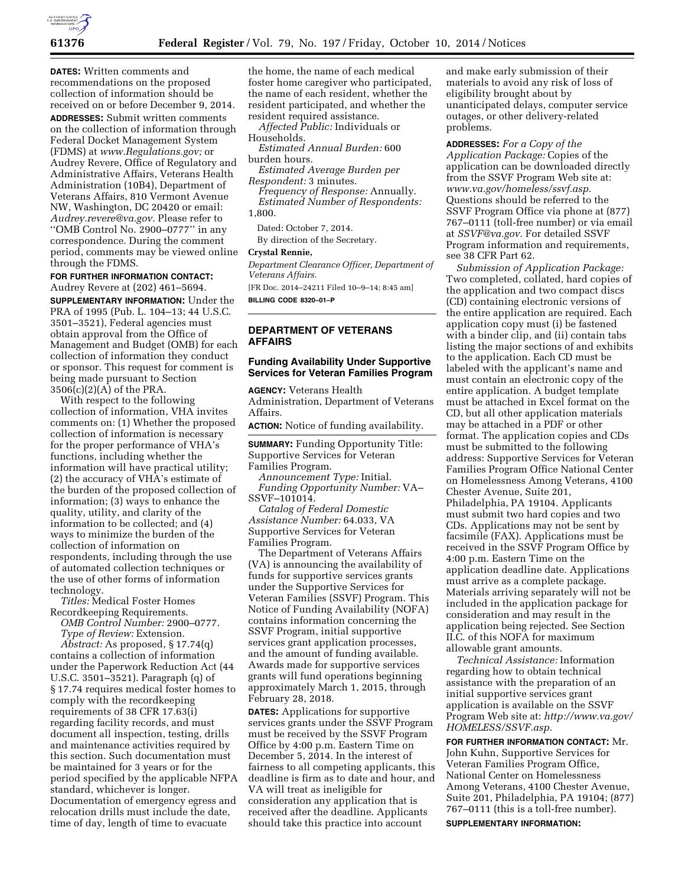**DATES:** Written comments and recommendations on the proposed collection of information should be received on or before December 9, 2014.

**ADDRESSES:** Submit written comments on the collection of information through Federal Docket Management System (FDMS) at *www.Regulations.gov;* or Audrey Revere, Office of Regulatory and Administrative Affairs, Veterans Health Administration (10B4), Department of Veterans Affairs, 810 Vermont Avenue NW, Washington, DC 20420 or email: *Audrey.revere@va.gov.* Please refer to ''OMB Control No. 2900–0777'' in any correspondence. During the comment period, comments may be viewed online through the FDMS.

**FOR FURTHER INFORMATION CONTACT:** Audrey Revere at (202) 461–5694.

**SUPPLEMENTARY INFORMATION:** Under the PRA of 1995 (Pub. L. 104–13; 44 U.S.C. 3501–3521), Federal agencies must obtain approval from the Office of Management and Budget (OMB) for each collection of information they conduct or sponsor. This request for comment is being made pursuant to Section 3506(c)(2)(A) of the PRA.

With respect to the following collection of information, VHA invites comments on: (1) Whether the proposed collection of information is necessary for the proper performance of VHA's functions, including whether the information will have practical utility; (2) the accuracy of VHA's estimate of the burden of the proposed collection of information; (3) ways to enhance the quality, utility, and clarity of the information to be collected; and (4) ways to minimize the burden of the collection of information on respondents, including through the use of automated collection techniques or the use of other forms of information technology.

*Titles:* Medical Foster Homes Recordkeeping Requirements.

*OMB Control Number:* 2900–0777.

*Type of Review:* Extension.

*Abstract:* As proposed, § 17.74(q) contains a collection of information under the Paperwork Reduction Act (44 U.S.C. 3501–3521). Paragraph (q) of § 17.74 requires medical foster homes to comply with the recordkeeping requirements of 38 CFR 17.63(i) regarding facility records, and must document all inspection, testing, drills and maintenance activities required by this section. Such documentation must be maintained for 3 years or for the period specified by the applicable NFPA standard, whichever is longer. Documentation of emergency egress and relocation drills must include the date, time of day, length of time to evacuate the home, the name of each medical foster home caregiver who participated, the name of each resident, whether the resident participated, and whether the resident required assistance.

*Affected Public:* Individuals or Households.

*Estimated Annual Burden:* 600 burden hours.

*Estimated Average Burden per Respondent:* 3 minutes.

*Frequency of Response:* Annually.

*Estimated Number of Respondents:* 1,800.

Dated: October 7, 2014.

By direction of the Secretary.

**Crystal Rennie,**

*Department Clearance Officer, Department of Veterans Affairs.*

[FR Doc. 2014–24211 Filed 10–9–14; 8:45 am]

**BILLING CODE 8320–01–P**

## DEPARTMENT OF VETERANS AFFAIRS

### Funding Availability Under Supportive Services for Veteran Families Program

**AGENCY:** Veterans Health Administration, Department of Veterans Affairs.

**ACTION:** Notice of funding availability.

**SUMMARY:** Funding Opportunity Title: Supportive Services for Veteran Families Program.

*Announcement Type:* Initial.

*Funding Opportunity Number:* VA–SSVF–101014.

*Catalog of Federal Domestic Assistance Number:* 64.033, VA Supportive Services for Veteran Families Program.

The Department of Veterans Affairs (VA) is announcing the availability of funds for supportive services grants under the Supportive Services for Veteran Families (SSVF) Program. This Notice of Funding Availability (NOFA) contains information concerning the SSVF Program, initial supportive services grant application processes, and the amount of funding available. Awards made for supportive services grants will fund operations beginning approximately March 1, 2015, through February 28, 2018.

**DATES:** Applications for supportive services grants under the SSVF Program must be received by the SSVF Program Office by 4:00 p.m. Eastern Time on December 5, 2014. In the interest of fairness to all competing applicants, this deadline is firm as to date and hour, and VA will treat as ineligible for consideration any application that is received after the deadline. Applicants should take this practice into account and make early submission of their materials to avoid any risk of loss of eligibility brought about by unanticipated delays, computer service outages, or other delivery-related problems.

**ADDRESSES:** *For a Copy of the Application Package:* Copies of the application can be downloaded directly from the SSVF Program Web site at: *www.va.gov/homeless/ssvf.asp.* Questions should be referred to the SSVF Program Office via phone at (877) 767–0111 (toll-free number) or via email at *SSVF@va.gov.* For detailed SSVF Program information and requirements, see 38 CFR Part 62.

*Submission of Application Package:* Two completed, collated, hard copies of the application and two compact discs (CD) containing electronic versions of the entire application are required. Each application copy must (i) be fastened with a binder clip, and (ii) contain tabs listing the major sections of and exhibits to the application. Each CD must be labeled with the applicant's name and must contain an electronic copy of the entire application. A budget template must be attached in Excel format on the CD, but all other application materials may be attached in a PDF or other format. The application copies and CDs must be submitted to the following address: Supportive Services for Veteran Families Program Office National Center on Homelessness Among Veterans, 4100 Chester Avenue, Suite 201, Philadelphia, PA 19104. Applicants must submit two hard copies and two CDs. Applications may not be sent by facsimile (FAX). Applications must be received in the SSVF Program Office by 4:00 p.m. Eastern Time on the application deadline date. Applications must arrive as a complete package. Materials arriving separately will not be included in the application package for consideration and may result in the application being rejected. See Section II.C. of this NOFA for maximum allowable grant amounts.

*Technical Assistance:* Information regarding how to obtain technical assistance with the preparation of an initial supportive services grant application is available on the SSVF Program Web site at: *http://www.va.gov/HOMELESS/SSVF.asp.*

**FOR FURTHER INFORMATION CONTACT:** Mr. John Kuhn, Supportive Services for Veteran Families Program Office, National Center on Homelessness Among Veterans, 4100 Chester Avenue, Suite 201, Philadelphia, PA 19104; (877) 767–0111 (this is a toll-free number).

**SUPPLEMENTARY INFORMATION:**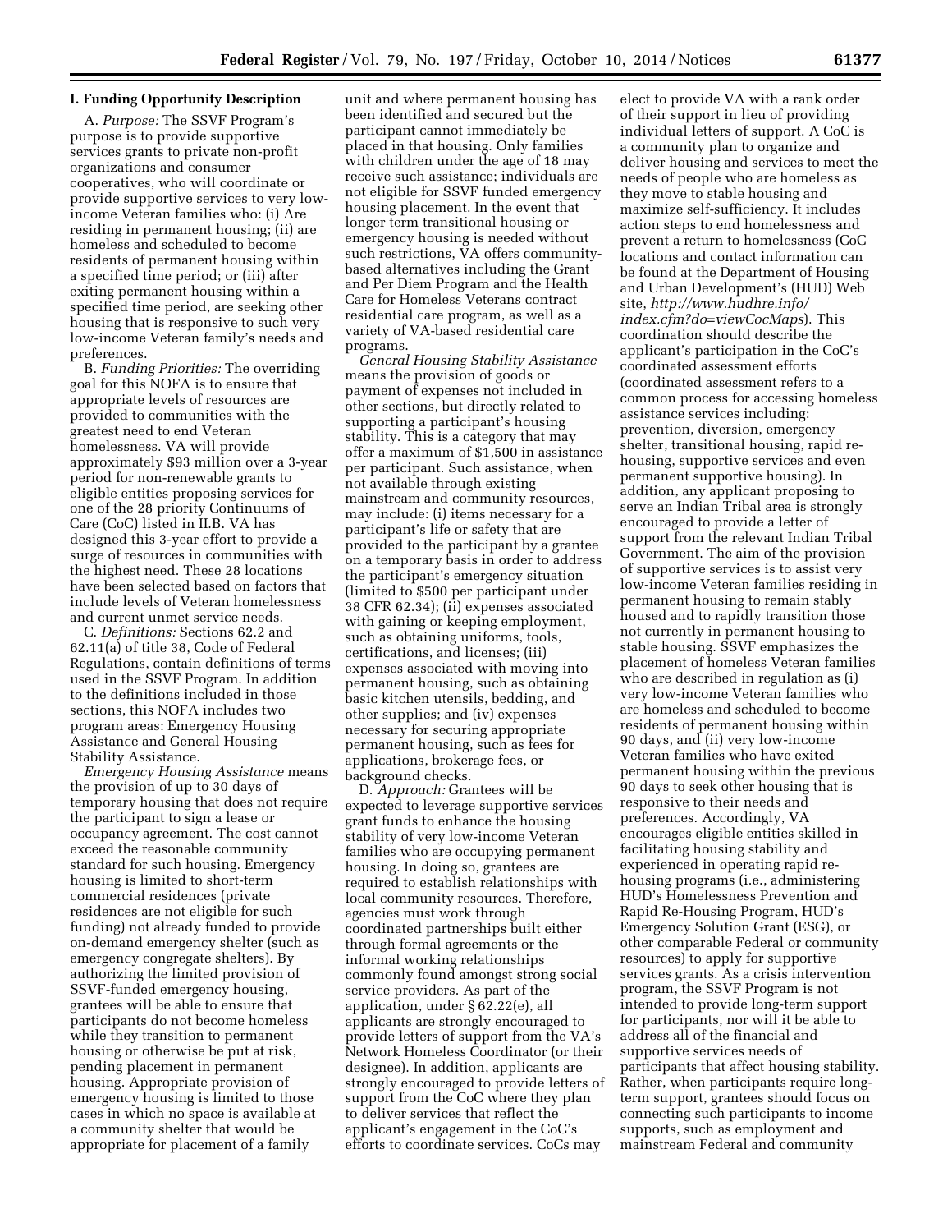## I. Funding Opportunity Description

A. *Purpose:* The SSVF Program's purpose is to provide supportive services grants to private non-profit organizations and consumer cooperatives, who will coordinate or provide supportive services to very low-income Veteran families who: (i) Are residing in permanent housing; (ii) are homeless and scheduled to become residents of permanent housing within a specified time period; or (iii) after exiting permanent housing within a specified time period, are seeking other housing that is responsive to such very low-income Veteran family's needs and preferences.

B. *Funding Priorities:* The overriding goal for this NOFA is to ensure that appropriate levels of resources are provided to communities with the greatest need to end Veteran homelessness. VA will provide approximately $93 million over a 3-year period for non-renewable grants to eligible entities proposing services for one of the 28 priority Continuums of Care (CoC) listed in II.B. VA has designed this 3-year effort to provide a surge of resources in communities with the highest need. These 28 locations have been selected based on factors that include levels of Veteran homelessness and current unmet service needs.

C. *Definitions:* Sections 62.2 and 62.11(a) of title 38, Code of Federal Regulations, contain definitions of terms used in the SSVF Program. In addition to the definitions included in those sections, this NOFA includes two program areas: Emergency Housing Assistance and General Housing Stability Assistance.

*Emergency Housing Assistance* means the provision of up to 30 days of temporary housing that does not require the participant to sign a lease or occupancy agreement. The cost cannot exceed the reasonable community standard for such housing. Emergency housing is limited to short-term commercial residences (private residences are not eligible for such funding) not already funded to provide on-demand emergency shelter (such as emergency congregate shelters). By authorizing the limited provision of SSVF-funded emergency housing, grantees will be able to ensure that participants do not become homeless while they transition to permanent housing or otherwise be put at risk, pending placement in permanent housing. Appropriate provision of emergency housing is limited to those cases in which no space is available at a community shelter that would be appropriate for placement of a family unit and where permanent housing has been identified and secured but the participant cannot immediately be placed in that housing. Only families with children under the age of 18 may receive such assistance; individuals are not eligible for SSVF funded emergency housing placement. In the event that longer term transitional housing or emergency housing is needed without such restrictions, VA offers community-based alternatives including the Grant and Per Diem Program and the Health Care for Homeless Veterans contract residential care program, as well as a variety of VA-based residential care programs.

*General Housing Stability Assistance* means the provision of goods or payment of expenses not included in other sections, but directly related to supporting a participant's housing stability. This is a category that may offer a maximum of $1,500 in assistance per participant. Such assistance, when not available through existing mainstream and community resources, may include: (i) items necessary for a participant's life or safety that are provided to the participant by a grantee on a temporary basis in order to address the participant's emergency situation (limited to $500 per participant under 38 CFR 62.34); (ii) expenses associated with gaining or keeping employment, such as obtaining uniforms, tools, certifications, and licenses; (iii) expenses associated with moving into permanent housing, such as obtaining basic kitchen utensils, bedding, and other supplies; and (iv) expenses necessary for securing appropriate permanent housing, such as fees for applications, brokerage fees, or background checks.

D. *Approach:* Grantees will be expected to leverage supportive services grant funds to enhance the housing stability of very low-income Veteran families who are occupying permanent housing. In doing so, grantees are required to establish relationships with local community resources. Therefore, agencies must work through coordinated partnerships built either through formal agreements or the informal working relationships commonly found amongst strong social service providers. As part of the application, under § 62.22(e), all applicants are strongly encouraged to provide letters of support from the VA's Network Homeless Coordinator (or their designee). In addition, applicants are strongly encouraged to provide letters of support from the CoC where they plan to deliver services that reflect the applicant's engagement in the CoC's efforts to coordinate services. CoCs may elect to provide VA with a rank order of their support in lieu of providing individual letters of support. A CoC is a community plan to organize and deliver housing and services to meet the needs of people who are homeless as they move to stable housing and maximize self-sufficiency. It includes action steps to end homelessness and prevent a return to homelessness (CoC locations and contact information can be found at the Department of Housing and Urban Development's (HUD) Web site, *http://www.hudhre.info/index.cfm?do=viewCocMaps*). This coordination should describe the applicant's participation in the CoC's coordinated assessment efforts (coordinated assessment refers to a common process for accessing homeless assistance services including: prevention, diversion, emergency shelter, transitional housing, rapid re-housing, supportive services and even permanent supportive housing). In addition, any applicant proposing to serve an Indian Tribal area is strongly encouraged to provide a letter of support from the relevant Indian Tribal Government. The aim of the provision of supportive services is to assist very low-income Veteran families residing in permanent housing to remain stably housed and to rapidly transition those not currently in permanent housing to stable housing. SSVF emphasizes the placement of homeless Veteran families who are described in regulation as (i) very low-income Veteran families who are homeless and scheduled to become residents of permanent housing within 90 days, and (ii) very low-income Veteran families who have exited permanent housing within the previous 90 days to seek other housing that is responsive to their needs and preferences. Accordingly, VA encourages eligible entities skilled in facilitating housing stability and experienced in operating rapid re-housing programs (i.e., administering HUD's Homelessness Prevention and Rapid Re-Housing Program, HUD's Emergency Solution Grant (ESG), or other comparable Federal or community resources) to apply for supportive services grants. As a crisis intervention program, the SSVF Program is not intended to provide long-term support for participants, nor will it be able to address all of the financial and supportive services needs of participants that affect housing stability. Rather, when participants require long-term support, grantees should focus on connecting such participants to income supports, such as employment and mainstream Federal and community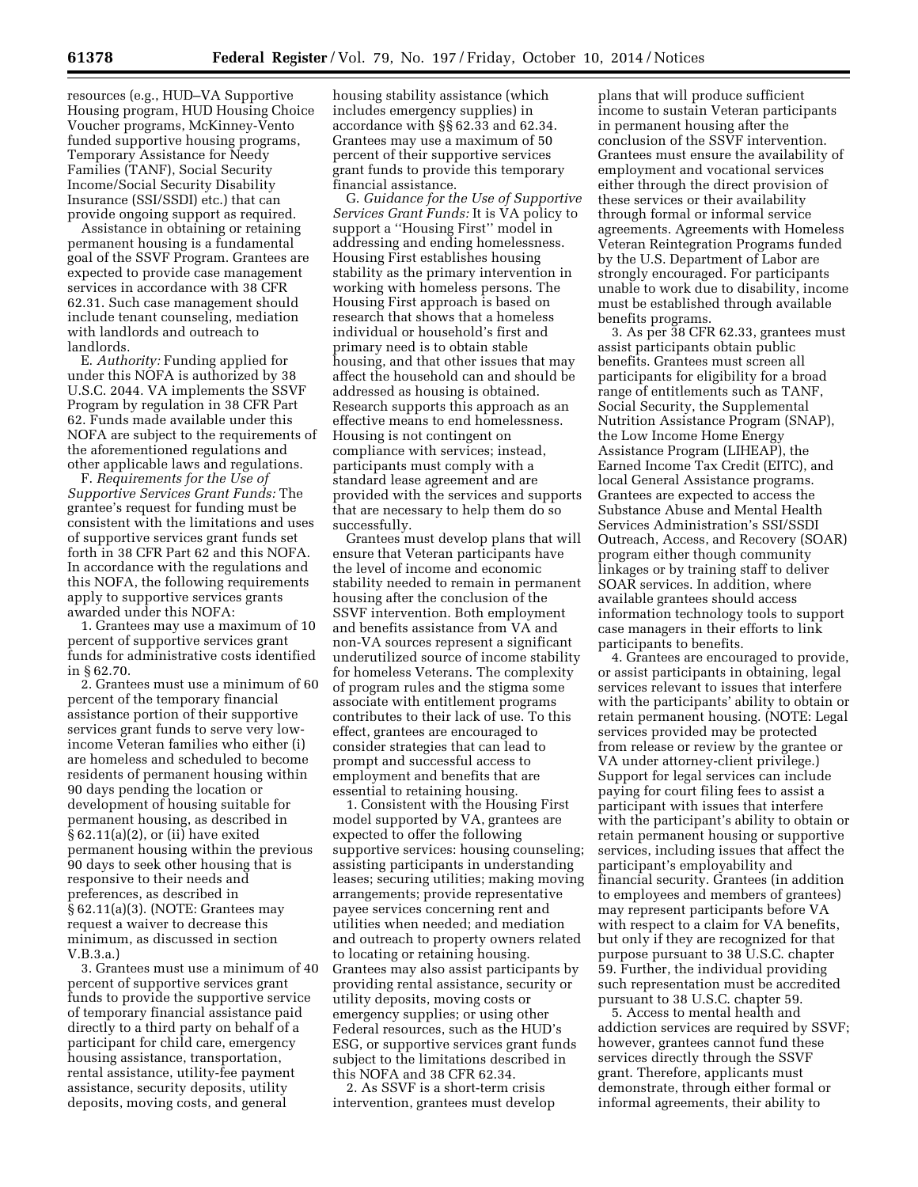resources (e.g., HUD–VA Supportive Housing program, HUD Housing Choice Voucher programs, McKinney-Vento funded supportive housing programs, Temporary Assistance for Needy Families (TANF), Social Security Income/Social Security Disability Insurance (SSI/SSDI) etc.) that can provide ongoing support as required.

Assistance in obtaining or retaining permanent housing is a fundamental goal of the SSVF Program. Grantees are expected to provide case management services in accordance with 38 CFR 62.31. Such case management should include tenant counseling, mediation with landlords and outreach to landlords.

E. *Authority:* Funding applied for under this NOFA is authorized by 38 U.S.C. 2044. VA implements the SSVF Program by regulation in 38 CFR Part 62. Funds made available under this NOFA are subject to the requirements of the aforementioned regulations and other applicable laws and regulations.

F. *Requirements for the Use of Supportive Services Grant Funds:* The grantee's request for funding must be consistent with the limitations and uses of supportive services grant funds set forth in 38 CFR Part 62 and this NOFA. In accordance with the regulations and this NOFA, the following requirements apply to supportive services grants awarded under this NOFA:

1. Grantees may use a maximum of 10 percent of supportive services grant funds for administrative costs identified in § 62.70.

2. Grantees must use a minimum of 60 percent of the temporary financial assistance portion of their supportive services grant funds to serve very low-income Veteran families who either (i) are homeless and scheduled to become residents of permanent housing within 90 days pending the location or development of housing suitable for permanent housing, as described in § 62.11(a)(2), or (ii) have exited permanent housing within the previous 90 days to seek other housing that is responsive to their needs and preferences, as described in § 62.11(a)(3). (NOTE: Grantees may request a waiver to decrease this minimum, as discussed in section V.B.3.a.)

3. Grantees must use a minimum of 40 percent of supportive services grant funds to provide the supportive service of temporary financial assistance paid directly to a third party on behalf of a participant for child care, emergency housing assistance, transportation, rental assistance, utility-fee payment assistance, security deposits, utility deposits, moving costs, and general housing stability assistance (which includes emergency supplies) in accordance with §§ 62.33 and 62.34. Grantees may use a maximum of 50 percent of their supportive services grant funds to provide this temporary financial assistance.

G. *Guidance for the Use of Supportive Services Grant Funds:* It is VA policy to support a ''Housing First'' model in addressing and ending homelessness. Housing First establishes housing stability as the primary intervention in working with homeless persons. The Housing First approach is based on research that shows that a homeless individual or household's first and primary need is to obtain stable housing, and that other issues that may affect the household can and should be addressed as housing is obtained. Research supports this approach as an effective means to end homelessness. Housing is not contingent on compliance with services; instead, participants must comply with a standard lease agreement and are provided with the services and supports that are necessary to help them do so successfully.

Grantees must develop plans that will ensure that Veteran participants have the level of income and economic stability needed to remain in permanent housing after the conclusion of the SSVF intervention. Both employment and benefits assistance from VA and non-VA sources represent a significant underutilized source of income stability for homeless Veterans. The complexity of program rules and the stigma some associate with entitlement programs contributes to their lack of use. To this effect, grantees are encouraged to consider strategies that can lead to prompt and successful access to employment and benefits that are essential to retaining housing.

1. Consistent with the Housing First model supported by VA, grantees are expected to offer the following supportive services: housing counseling; assisting participants in understanding leases; securing utilities; making moving arrangements; provide representative payee services concerning rent and utilities when needed; and mediation and outreach to property owners related to locating or retaining housing. Grantees may also assist participants by providing rental assistance, security or utility deposits, moving costs or emergency supplies; or using other Federal resources, such as the HUD's ESG, or supportive services grant funds subject to the limitations described in this NOFA and 38 CFR 62.34.

2. As SSVF is a short-term crisis intervention, grantees must develop plans that will produce sufficient income to sustain Veteran participants in permanent housing after the conclusion of the SSVF intervention. Grantees must ensure the availability of employment and vocational services either through the direct provision of these services or their availability through formal or informal service agreements. Agreements with Homeless Veteran Reintegration Programs funded by the U.S. Department of Labor are strongly encouraged. For participants unable to work due to disability, income must be established through available benefits programs.

3. As per 38 CFR 62.33, grantees must assist participants obtain public benefits. Grantees must screen all participants for eligibility for a broad range of entitlements such as TANF, Social Security, the Supplemental Nutrition Assistance Program (SNAP), the Low Income Home Energy Assistance Program (LIHEAP), the Earned Income Tax Credit (EITC), and local General Assistance programs. Grantees are expected to access the Substance Abuse and Mental Health Services Administration's SSI/SSDI Outreach, Access, and Recovery (SOAR) program either though community linkages or by training staff to deliver SOAR services. In addition, where available grantees should access information technology tools to support case managers in their efforts to link participants to benefits.

4. Grantees are encouraged to provide, or assist participants in obtaining, legal services relevant to issues that interfere with the participants' ability to obtain or retain permanent housing. (NOTE: Legal services provided may be protected from release or review by the grantee or VA under attorney-client privilege.) Support for legal services can include paying for court filing fees to assist a participant with issues that interfere with the participant's ability to obtain or retain permanent housing or supportive services, including issues that affect the participant's employability and financial security. Grantees (in addition to employees and members of grantees) may represent participants before VA with respect to a claim for VA benefits, but only if they are recognized for that purpose pursuant to 38 U.S.C. chapter 59. Further, the individual providing such representation must be accredited pursuant to 38 U.S.C. chapter 59.

5. Access to mental health and addiction services are required by SSVF; however, grantees cannot fund these services directly through the SSVF grant. Therefore, applicants must demonstrate, through either formal or informal agreements, their ability to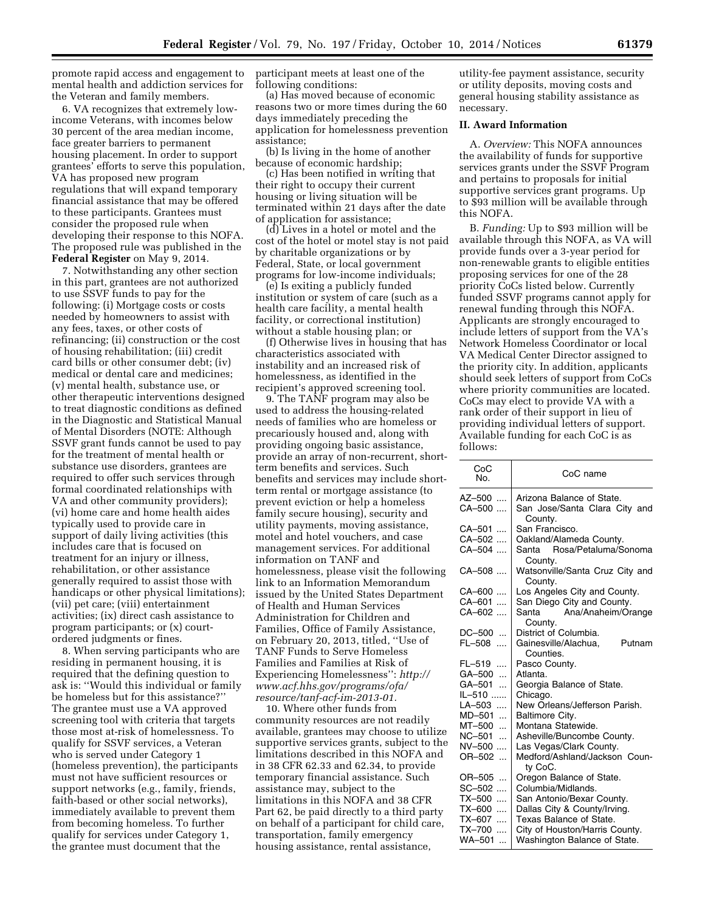promote rapid access and engagement to mental health and addiction services for the Veteran and family members.

6. VA recognizes that extremely low-income Veterans, with incomes below 30 percent of the area median income, face greater barriers to permanent housing placement. In order to support grantees' efforts to serve this population, VA has proposed new program regulations that will expand temporary financial assistance that may be offered to these participants. Grantees must consider the proposed rule when developing their response to this NOFA. The proposed rule was published in the **Federal Register** on May 9, 2014.

7. Notwithstanding any other section in this part, grantees are not authorized to use SSVF funds to pay for the following: (i) Mortgage costs or costs needed by homeowners to assist with any fees, taxes, or other costs of refinancing; (ii) construction or the cost of housing rehabilitation; (iii) credit card bills or other consumer debt; (iv) medical or dental care and medicines; (v) mental health, substance use, or other therapeutic interventions designed to treat diagnostic conditions as defined in the Diagnostic and Statistical Manual of Mental Disorders (NOTE: Although SSVF grant funds cannot be used to pay for the treatment of mental health or substance use disorders, grantees are required to offer such services through formal coordinated relationships with VA and other community providers); (vi) home care and home health aides typically used to provide care in support of daily living activities (this includes care that is focused on treatment for an injury or illness, rehabilitation, or other assistance generally required to assist those with handicaps or other physical limitations); (vii) pet care; (viii) entertainment activities; (ix) direct cash assistance to program participants; or (x) court-ordered judgments or fines.

8. When serving participants who are residing in permanent housing, it is required that the defining question to ask is: ''Would this individual or family be homeless but for this assistance?'' The grantee must use a VA approved screening tool with criteria that targets those most at-risk of homelessness. To qualify for SSVF services, a Veteran who is served under Category 1 (homeless prevention), the participants must not have sufficient resources or support networks (e.g., family, friends, faith-based or other social networks), immediately available to prevent them from becoming homeless. To further qualify for services under Category 1, the grantee must document that the participant meets at least one of the following conditions:

(a) Has moved because of economic reasons two or more times during the 60 days immediately preceding the application for homelessness prevention assistance;

(b) Is living in the home of another because of economic hardship;

(c) Has been notified in writing that their right to occupy their current housing or living situation will be terminated within 21 days after the date of application for assistance;

(d) Lives in a hotel or motel and the cost of the hotel or motel stay is not paid by charitable organizations or by Federal, State, or local government programs for low-income individuals;

(e) Is exiting a publicly funded institution or system of care (such as a health care facility, a mental health facility, or correctional institution) without a stable housing plan; or

(f) Otherwise lives in housing that has characteristics associated with instability and an increased risk of homelessness, as identified in the recipient's approved screening tool.

9. The TANF program may also be used to address the housing-related needs of families who are homeless or precariously housed and, along with providing ongoing basic assistance, provide an array of non-recurrent, short-term benefits and services. Such benefits and services may include short-term rental or mortgage assistance (to prevent eviction or help a homeless family secure housing), security and utility payments, moving assistance, motel and hotel vouchers, and case management services. For additional information on TANF and homelessness, please visit the following link to an Information Memorandum issued by the United States Department of Health and Human Services Administration for Children and Families, Office of Family Assistance, on February 20, 2013, titled, ''Use of TANF Funds to Serve Homeless Families and Families at Risk of Experiencing Homelessness'': *http://www.acf.hhs.gov/programs/ofa/resource/tanf-acf-im-2013-01.*

10. Where other funds from community resources are not readily available, grantees may choose to utilize supportive services grants, subject to the limitations described in this NOFA and in 38 CFR 62.33 and 62.34, to provide temporary financial assistance. Such assistance may, subject to the limitations in this NOFA and 38 CFR Part 62, be paid directly to a third party on behalf of a participant for child care, transportation, family emergency housing assistance, rental assistance, utility-fee payment assistance, security or utility deposits, moving costs and general housing stability assistance as necessary.

## II. Award Information

A. *Overview:* This NOFA announces the availability of funds for supportive services grants under the SSVF Program and pertains to proposals for initial supportive services grant programs. Up to $93 million will be available through this NOFA.

B. *Funding:* Up to $93 million will be available through this NOFA, as VA will provide funds over a 3-year period for non-renewable grants to eligible entities proposing services for one of the 28 priority CoCs listed below. Currently funded SSVF programs cannot apply for renewal funding through this NOFA. Applicants are strongly encouraged to include letters of support from the VA's Network Homeless Coordinator or local VA Medical Center Director assigned to the priority city. In addition, applicants should seek letters of support from CoCs where priority communities are located. CoCs may elect to provide VA with a rank order of their support in lieu of providing individual letters of support. Available funding for each CoC is as follows:

| CoC No. | CoC name |
|---|---|
| AZ–500 | Arizona Balance of State. |
| CA–500 | San Jose/Santa Clara City and County. |
| CA–501 | San Francisco. |
| CA–502 | Oakland/Alameda County. |
| CA–504 | Santa Rosa/Petaluma/Sonoma County. |
| CA–508 | Watsonville/Santa Cruz City and County. |
| CA–600 | Los Angeles City and County. |
| CA–601 | San Diego City and County. |
| CA–602 | Santa Ana/Anaheim/Orange County. |
| DC–500 | District of Columbia. |
| FL–508 | Gainesville/Alachua, Putnam Counties. |
| FL–519 | Pasco County. |
| GA–500 | Atlanta. |
| GA–501 | Georgia Balance of State. |
| IL–510 | Chicago. |
| LA–503 | New Orleans/Jefferson Parish. |
| MD–501 | Baltimore City. |
| MT–500 | Montana Statewide. |
| NC–501 | Asheville/Buncombe County. |
| NV–500 | Las Vegas/Clark County. |
| OR–502 | Medford/Ashland/Jackson County CoC. |
| OR–505 | Oregon Balance of State. |
| SC–502 | Columbia/Midlands. |
| TX–500 | San Antonio/Bexar County. |
| TX–600 | Dallas City & County/Irving. |
| TX–607 | Texas Balance of State. |
| TX–700 | City of Houston/Harris County. |
| WA–501 | Washington Balance of State. |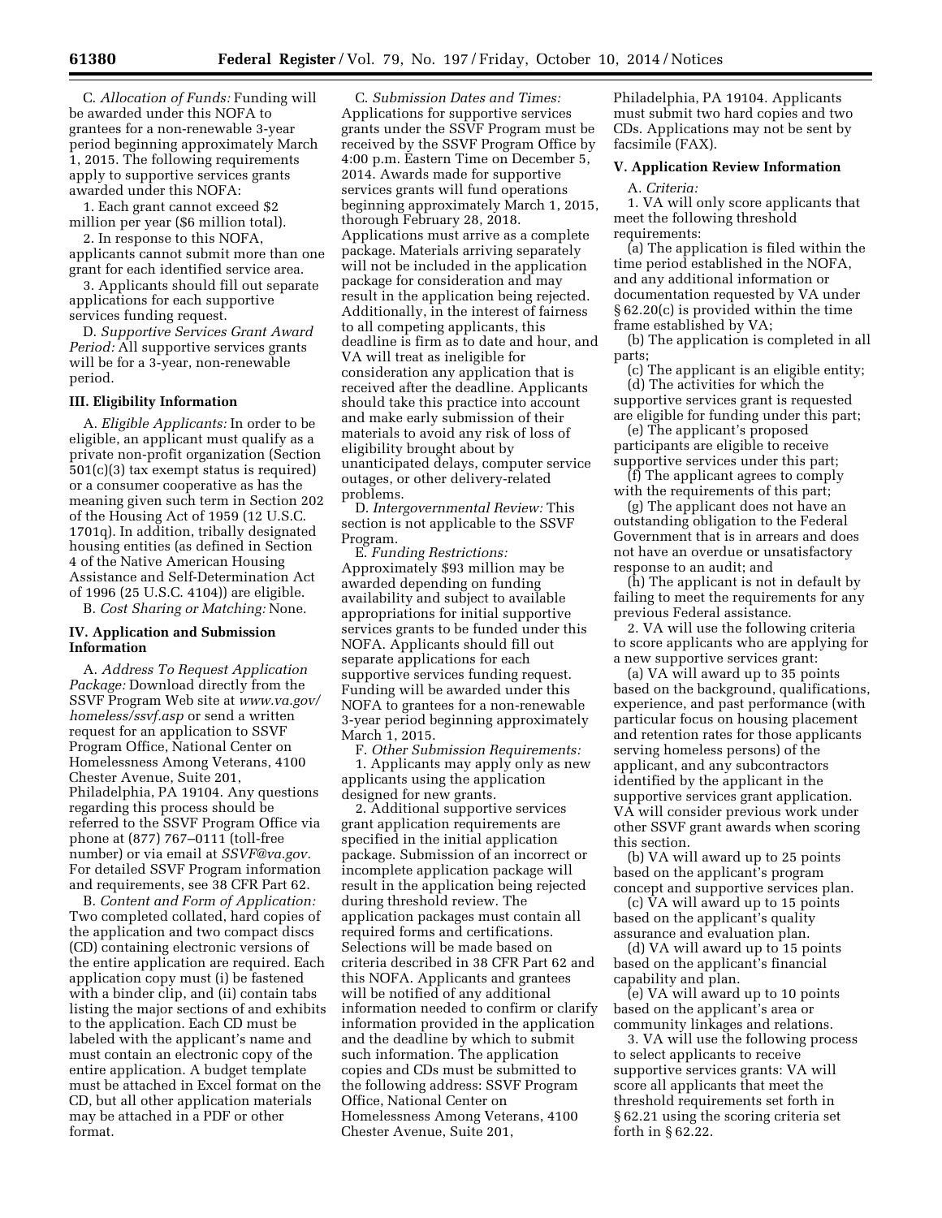C. *Allocation of Funds:* Funding will be awarded under this NOFA to grantees for a non-renewable 3-year period beginning approximately March 1, 2015. The following requirements apply to supportive services grants awarded under this NOFA:

1. Each grant cannot exceed $2 million per year ($6 million total).

2. In response to this NOFA, applicants cannot submit more than one grant for each identified service area.

3. Applicants should fill out separate applications for each supportive services funding request.

D. *Supportive Services Grant Award Period:* All supportive services grants will be for a 3-year, non-renewable period.

### III. Eligibility Information

A. *Eligible Applicants:* In order to be eligible, an applicant must qualify as a private non-profit organization (Section 501(c)(3) tax exempt status is required) or a consumer cooperative as has the meaning given such term in Section 202 of the Housing Act of 1959 (12 U.S.C. 1701q). In addition, tribally designated housing entities (as defined in Section 4 of the Native American Housing Assistance and Self-Determination Act of 1996 (25 U.S.C. 4104)) are eligible.

B. *Cost Sharing or Matching:* None.

### IV. Application and Submission Information

A. *Address To Request Application Package:* Download directly from the SSVF Program Web site at *www.va.gov/homeless/ssvf.asp* or send a written request for an application to SSVF Program Office, National Center on Homelessness Among Veterans, 4100 Chester Avenue, Suite 201, Philadelphia, PA 19104. Any questions regarding this process should be referred to the SSVF Program Office via phone at (877) 767–0111 (toll-free number) or via email at *SSVF@va.gov.* For detailed SSVF Program information and requirements, see 38 CFR Part 62.

B. *Content and Form of Application:* Two completed collated, hard copies of the application and two compact discs (CD) containing electronic versions of the entire application are required. Each application copy must (i) be fastened with a binder clip, and (ii) contain tabs listing the major sections of and exhibits to the application. Each CD must be labeled with the applicant's name and must contain an electronic copy of the entire application. A budget template must be attached in Excel format on the CD, but all other application materials may be attached in a PDF or other format.

C. *Submission Dates and Times:* Applications for supportive services grants under the SSVF Program must be received by the SSVF Program Office by 4:00 p.m. Eastern Time on December 5, 2014. Awards made for supportive services grants will fund operations beginning approximately March 1, 2015, thorough February 28, 2018. Applications must arrive as a complete package. Materials arriving separately will not be included in the application package for consideration and may result in the application being rejected. Additionally, in the interest of fairness to all competing applicants, this deadline is firm as to date and hour, and VA will treat as ineligible for consideration any application that is received after the deadline. Applicants should take this practice into account and make early submission of their materials to avoid any risk of loss of eligibility brought about by unanticipated delays, computer service outages, or other delivery-related problems.

D. *Intergovernmental Review:* This section is not applicable to the SSVF Program.

E. *Funding Restrictions:* Approximately $93 million may be awarded depending on funding availability and subject to available appropriations for initial supportive services grants to be funded under this NOFA. Applicants should fill out separate applications for each supportive services funding request. Funding will be awarded under this NOFA to grantees for a non-renewable 3-year period beginning approximately March 1, 2015.

F. *Other Submission Requirements:*

1. Applicants may apply only as new applicants using the application designed for new grants.

2. Additional supportive services grant application requirements are specified in the initial application package. Submission of an incorrect or incomplete application package will result in the application being rejected during threshold review. The application packages must contain all required forms and certifications. Selections will be made based on criteria described in 38 CFR Part 62 and this NOFA. Applicants and grantees will be notified of any additional information needed to confirm or clarify information provided in the application and the deadline by which to submit such information. The application copies and CDs must be submitted to the following address: SSVF Program Office, National Center on Homelessness Among Veterans, 4100 Chester Avenue, Suite 201, Philadelphia, PA 19104. Applicants must submit two hard copies and two CDs. Applications may not be sent by facsimile (FAX).

### V. Application Review Information

A. *Criteria:*

1. VA will only score applicants that meet the following threshold requirements:

(a) The application is filed within the time period established in the NOFA, and any additional information or documentation requested by VA under § 62.20(c) is provided within the time frame established by VA;

(b) The application is completed in all parts;

(c) The applicant is an eligible entity;

(d) The activities for which the supportive services grant is requested are eligible for funding under this part;

(e) The applicant's proposed participants are eligible to receive supportive services under this part;

(f) The applicant agrees to comply with the requirements of this part;

(g) The applicant does not have an outstanding obligation to the Federal Government that is in arrears and does not have an overdue or unsatisfactory response to an audit; and

(h) The applicant is not in default by failing to meet the requirements for any previous Federal assistance.

2. VA will use the following criteria to score applicants who are applying for a new supportive services grant:

(a) VA will award up to 35 points based on the background, qualifications, experience, and past performance (with particular focus on housing placement and retention rates for those applicants serving homeless persons) of the applicant, and any subcontractors identified by the applicant in the supportive services grant application. VA will consider previous work under other SSVF grant awards when scoring this section.

(b) VA will award up to 25 points based on the applicant's program concept and supportive services plan.

(c) VA will award up to 15 points based on the applicant's quality assurance and evaluation plan.

(d) VA will award up to 15 points based on the applicant's financial capability and plan.

(e) VA will award up to 10 points based on the applicant's area or community linkages and relations.

3. VA will use the following process to select applicants to receive supportive services grants: VA will score all applicants that meet the threshold requirements set forth in § 62.21 using the scoring criteria set forth in § 62.22.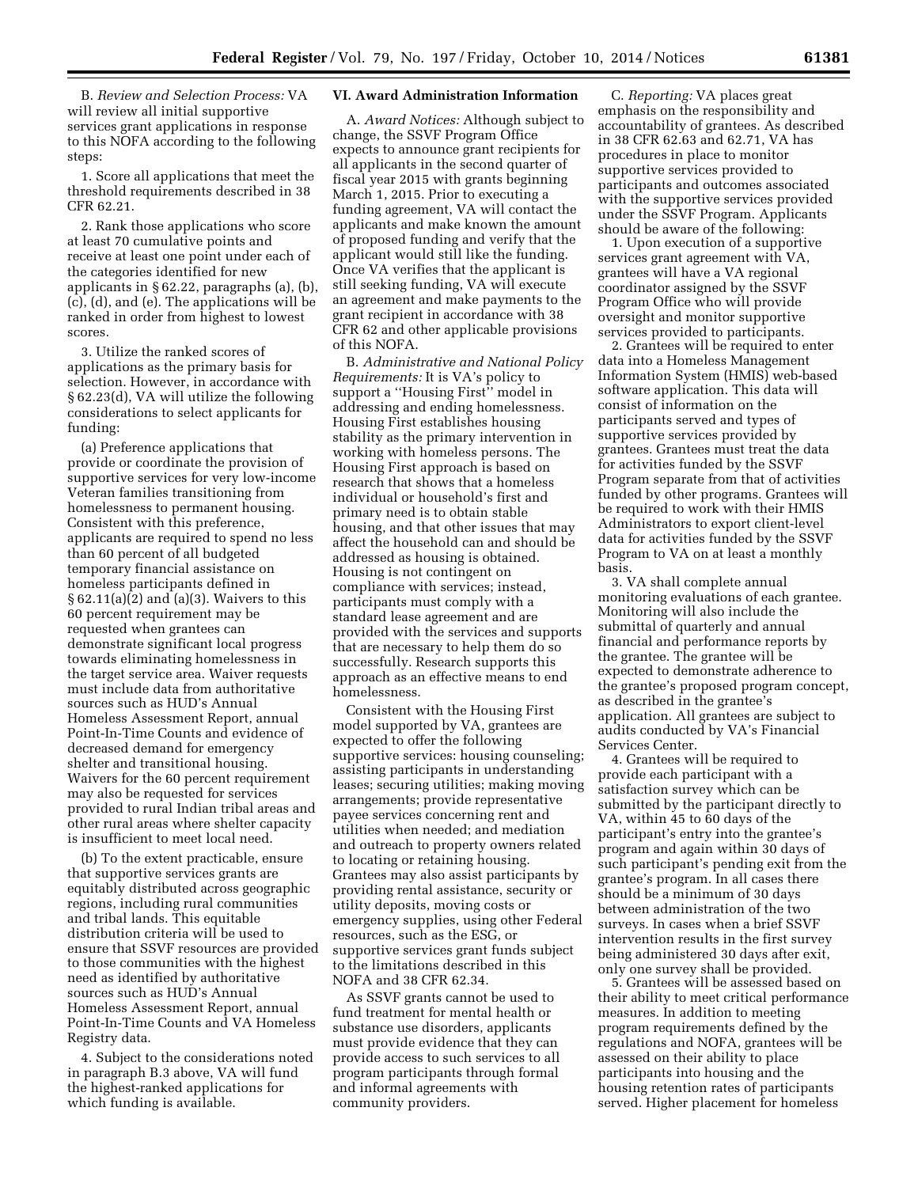B. *Review and Selection Process:* VA will review all initial supportive services grant applications in response to this NOFA according to the following steps:

1. Score all applications that meet the threshold requirements described in 38 CFR 62.21.

2. Rank those applications who score at least 70 cumulative points and receive at least one point under each of the categories identified for new applicants in § 62.22, paragraphs (a), (b), (c), (d), and (e). The applications will be ranked in order from highest to lowest scores.

3. Utilize the ranked scores of applications as the primary basis for selection. However, in accordance with § 62.23(d), VA will utilize the following considerations to select applicants for funding:

(a) Preference applications that provide or coordinate the provision of supportive services for very low-income Veteran families transitioning from homelessness to permanent housing. Consistent with this preference, applicants are required to spend no less than 60 percent of all budgeted temporary financial assistance on homeless participants defined in § 62.11(a)(2) and (a)(3). Waivers to this 60 percent requirement may be requested when grantees can demonstrate significant local progress towards eliminating homelessness in the target service area. Waiver requests must include data from authoritative sources such as HUD's Annual Homeless Assessment Report, annual Point-In-Time Counts and evidence of decreased demand for emergency shelter and transitional housing. Waivers for the 60 percent requirement may also be requested for services provided to rural Indian tribal areas and other rural areas where shelter capacity is insufficient to meet local need.

(b) To the extent practicable, ensure that supportive services grants are equitably distributed across geographic regions, including rural communities and tribal lands. This equitable distribution criteria will be used to ensure that SSVF resources are provided to those communities with the highest need as identified by authoritative sources such as HUD's Annual Homeless Assessment Report, annual Point-In-Time Counts and VA Homeless Registry data.

4. Subject to the considerations noted in paragraph B.3 above, VA will fund the highest-ranked applications for which funding is available.

## VI. Award Administration Information

A. *Award Notices:* Although subject to change, the SSVF Program Office expects to announce grant recipients for all applicants in the second quarter of fiscal year 2015 with grants beginning March 1, 2015. Prior to executing a funding agreement, VA will contact the applicants and make known the amount of proposed funding and verify that the applicant would still like the funding. Once VA verifies that the applicant is still seeking funding, VA will execute an agreement and make payments to the grant recipient in accordance with 38 CFR 62 and other applicable provisions of this NOFA.

B. *Administrative and National Policy Requirements:* It is VA's policy to support a ''Housing First'' model in addressing and ending homelessness. Housing First establishes housing stability as the primary intervention in working with homeless persons. The Housing First approach is based on research that shows that a homeless individual or household's first and primary need is to obtain stable housing, and that other issues that may affect the household can and should be addressed as housing is obtained. Housing is not contingent on compliance with services; instead, participants must comply with a standard lease agreement and are provided with the services and supports that are necessary to help them do so successfully. Research supports this approach as an effective means to end homelessness.

Consistent with the Housing First model supported by VA, grantees are expected to offer the following supportive services: housing counseling; assisting participants in understanding leases; securing utilities; making moving arrangements; provide representative payee services concerning rent and utilities when needed; and mediation and outreach to property owners related to locating or retaining housing. Grantees may also assist participants by providing rental assistance, security or utility deposits, moving costs or emergency supplies, using other Federal resources, such as the ESG, or supportive services grant funds subject to the limitations described in this NOFA and 38 CFR 62.34.

As SSVF grants cannot be used to fund treatment for mental health or substance use disorders, applicants must provide evidence that they can provide access to such services to all program participants through formal and informal agreements with community providers.

C. *Reporting:* VA places great emphasis on the responsibility and accountability of grantees. As described in 38 CFR 62.63 and 62.71, VA has procedures in place to monitor supportive services provided to participants and outcomes associated with the supportive services provided under the SSVF Program. Applicants should be aware of the following:

1. Upon execution of a supportive services grant agreement with VA, grantees will have a VA regional coordinator assigned by the SSVF Program Office who will provide oversight and monitor supportive services provided to participants.

2. Grantees will be required to enter data into a Homeless Management Information System (HMIS) web-based software application. This data will consist of information on the participants served and types of supportive services provided by grantees. Grantees must treat the data for activities funded by the SSVF Program separate from that of activities funded by other programs. Grantees will be required to work with their HMIS Administrators to export client-level data for activities funded by the SSVF Program to VA on at least a monthly basis.

3. VA shall complete annual monitoring evaluations of each grantee. Monitoring will also include the submittal of quarterly and annual financial and performance reports by the grantee. The grantee will be expected to demonstrate adherence to the grantee's proposed program concept, as described in the grantee's application. All grantees are subject to audits conducted by VA's Financial Services Center.

4. Grantees will be required to provide each participant with a satisfaction survey which can be submitted by the participant directly to VA, within 45 to 60 days of the participant's entry into the grantee's program and again within 30 days of such participant's pending exit from the grantee's program. In all cases there should be a minimum of 30 days between administration of the two surveys. In cases when a brief SSVF intervention results in the first survey being administered 30 days after exit, only one survey shall be provided.

5. Grantees will be assessed based on their ability to meet critical performance measures. In addition to meeting program requirements defined by the regulations and NOFA, grantees will be assessed on their ability to place participants into housing and the housing retention rates of participants served. Higher placement for homeless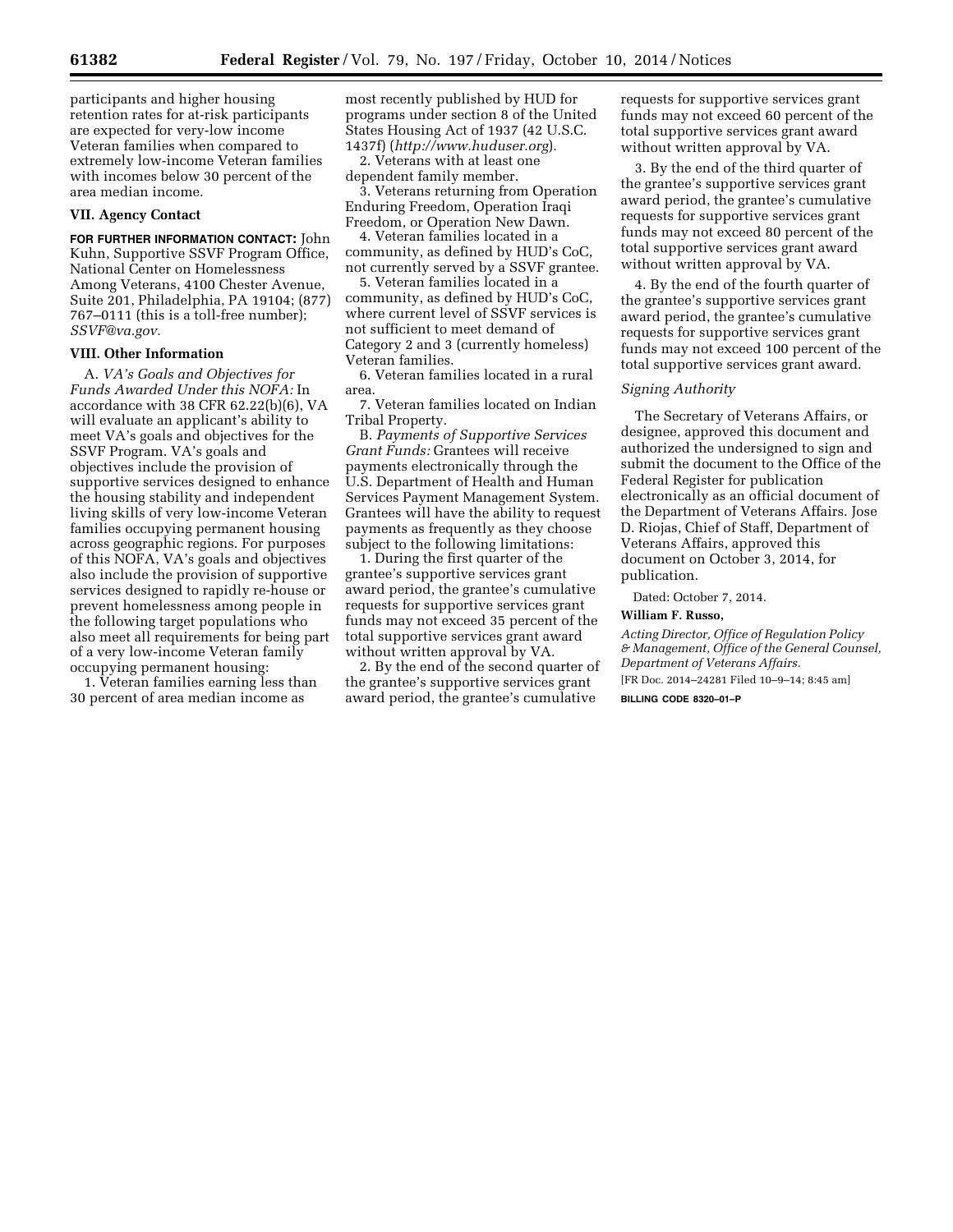participants and higher housing retention rates for at-risk participants are expected for very-low income Veteran families when compared to extremely low-income Veteran families with incomes below 30 percent of the area median income.

### VII. Agency Contact

**FOR FURTHER INFORMATION CONTACT:** John Kuhn, Supportive SSVF Program Office, National Center on Homelessness Among Veterans, 4100 Chester Avenue, Suite 201, Philadelphia, PA 19104; (877) 767–0111 (this is a toll-free number); *SSVF@va.gov.*

### VIII. Other Information

A. *VA's Goals and Objectives for Funds Awarded Under this NOFA:* In accordance with 38 CFR 62.22(b)(6), VA will evaluate an applicant's ability to meet VA's goals and objectives for the SSVF Program. VA's goals and objectives include the provision of supportive services designed to enhance the housing stability and independent living skills of very low-income Veteran families occupying permanent housing across geographic regions. For purposes of this NOFA, VA's goals and objectives also include the provision of supportive services designed to rapidly re-house or prevent homelessness among people in the following target populations who also meet all requirements for being part of a very low-income Veteran family occupying permanent housing:

1. Veteran families earning less than 30 percent of area median income as most recently published by HUD for programs under section 8 of the United States Housing Act of 1937 (42 U.S.C. 1437f) (*http://www.huduser.org*).

2. Veterans with at least one dependent family member.

3. Veterans returning from Operation Enduring Freedom, Operation Iraqi Freedom, or Operation New Dawn.

4. Veteran families located in a community, as defined by HUD's CoC, not currently served by a SSVF grantee.

5. Veteran families located in a community, as defined by HUD's CoC, where current level of SSVF services is not sufficient to meet demand of Category 2 and 3 (currently homeless) Veteran families.

6. Veteran families located in a rural area.

7. Veteran families located on Indian Tribal Property.

B. *Payments of Supportive Services Grant Funds:* Grantees will receive payments electronically through the U.S. Department of Health and Human Services Payment Management System. Grantees will have the ability to request payments as frequently as they choose subject to the following limitations:

1. During the first quarter of the grantee's supportive services grant award period, the grantee's cumulative requests for supportive services grant funds may not exceed 35 percent of the total supportive services grant award without written approval by VA.

2. By the end of the second quarter of the grantee's supportive services grant award period, the grantee's cumulative requests for supportive services grant funds may not exceed 60 percent of the total supportive services grant award without written approval by VA.

3. By the end of the third quarter of the grantee's supportive services grant award period, the grantee's cumulative requests for supportive services grant funds may not exceed 80 percent of the total supportive services grant award without written approval by VA.

4. By the end of the fourth quarter of the grantee's supportive services grant award period, the grantee's cumulative requests for supportive services grant funds may not exceed 100 percent of the total supportive services grant award.

*Signing Authority*

The Secretary of Veterans Affairs, or designee, approved this document and authorized the undersigned to sign and submit the document to the Office of the Federal Register for publication electronically as an official document of the Department of Veterans Affairs. Jose D. Riojas, Chief of Staff, Department of Veterans Affairs, approved this document on October 3, 2014, for publication.

Dated: October 7, 2014.

**William F. Russo,**

*Acting Director, Office of Regulation Policy & Management, Office of the General Counsel, Department of Veterans Affairs.*

[FR Doc. 2014–24281 Filed 10–9–14; 8:45 am]

**BILLING CODE 8320–01–P**